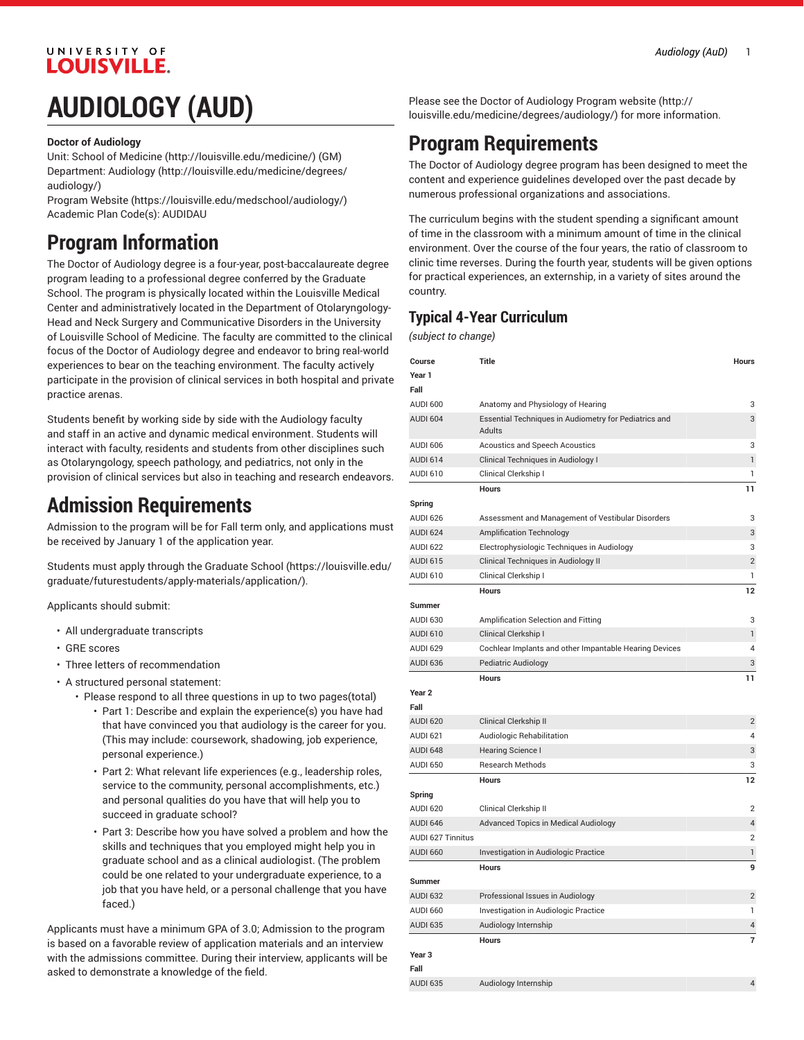# AUDIOLOGY (AUD)

**Doctor of Audiology**

Unit: School of Medicine (http://louisville.edu/medicine/) (GM)
Department: Audiology (http://louisville.edu/medicine/degrees/audiology/)
Program Website (https://louisville.edu/medschool/audiology/)
Academic Plan Code(s): AUDIDAU

## Program Information

The Doctor of Audiology degree is a four-year, post-baccalaureate degree program leading to a professional degree conferred by the Graduate School. The program is physically located within the Louisville Medical Center and administratively located in the Department of Otolaryngology-Head and Neck Surgery and Communicative Disorders in the University of Louisville School of Medicine. The faculty are committed to the clinical focus of the Doctor of Audiology degree and endeavor to bring real-world experiences to bear on the teaching environment. The faculty actively participate in the provision of clinical services in both hospital and private practice arenas.

Students benefit by working side by side with the Audiology faculty and staff in an active and dynamic medical environment. Students will interact with faculty, residents and students from other disciplines such as Otolaryngology, speech pathology, and pediatrics, not only in the provision of clinical services but also in teaching and research endeavors.

## Admission Requirements

Admission to the program will be for Fall term only, and applications must be received by January 1 of the application year.

Students must apply through the Graduate School (https://louisville.edu/graduate/futurestudents/apply-materials/application/).

Applicants should submit:

- All undergraduate transcripts
- GRE scores
- Three letters of recommendation
- A structured personal statement:
  - Please respond to all three questions in up to two pages(total)
    - Part 1: Describe and explain the experience(s) you have had that have convinced you that audiology is the career for you. (This may include: coursework, shadowing, job experience, personal experience.)
    - Part 2: What relevant life experiences (e.g., leadership roles, service to the community, personal accomplishments, etc.) and personal qualities do you have that will help you to succeed in graduate school?
    - Part 3: Describe how you have solved a problem and how the skills and techniques that you employed might help you in graduate school and as a clinical audiologist. (The problem could be one related to your undergraduate experience, to a job that you have held, or a personal challenge that you have faced.)

Applicants must have a minimum GPA of 3.0; Admission to the program is based on a favorable review of application materials and an interview with the admissions committee. During their interview, applicants will be asked to demonstrate a knowledge of the field.

Please see the Doctor of Audiology Program website (http://louisville.edu/medicine/degrees/audiology/) for more information.

## Program Requirements

The Doctor of Audiology degree program has been designed to meet the content and experience guidelines developed over the past decade by numerous professional organizations and associations.

The curriculum begins with the student spending a significant amount of time in the classroom with a minimum amount of time in the clinical environment. Over the course of the four years, the ratio of classroom to clinic time reverses. During the fourth year, students will be given options for practical experiences, an externship, in a variety of sites around the country.

### Typical 4-Year Curriculum

*(subject to change)*

| Course | Title | Hours |
|---|---|---|
| **Year 1** | | |
| **Fall** | | |
| AUDI 600 | Anatomy and Physiology of Hearing | 3 |
| AUDI 604 | Essential Techniques in Audiometry for Pediatrics and Adults | 3 |
| AUDI 606 | Acoustics and Speech Acoustics | 3 |
| AUDI 614 | Clinical Techniques in Audiology I | 1 |
| AUDI 610 | Clinical Clerkship I | 1 |
| | **Hours** | **11** |
| **Spring** | | |
| AUDI 626 | Assessment and Management of Vestibular Disorders | 3 |
| AUDI 624 | Amplification Technology | 3 |
| AUDI 622 | Electrophysiologic Techniques in Audiology | 3 |
| AUDI 615 | Clinical Techniques in Audiology II | 2 |
| AUDI 610 | Clinical Clerkship I | 1 |
| | **Hours** | **12** |
| **Summer** | | |
| AUDI 630 | Amplification Selection and Fitting | 3 |
| AUDI 610 | Clinical Clerkship I | 1 |
| AUDI 629 | Cochlear Implants and other Impantable Hearing Devices | 4 |
| AUDI 636 | Pediatric Audiology | 3 |
| | **Hours** | **11** |
| **Year 2** | | |
| **Fall** | | |
| AUDI 620 | Clinical Clerkship II | 2 |
| AUDI 621 | Audiologic Rehabilitation | 4 |
| AUDI 648 | Hearing Science I | 3 |
| AUDI 650 | Research Methods | 3 |
| | **Hours** | **12** |
| **Spring** | | |
| AUDI 620 | Clinical Clerkship II | 2 |
| AUDI 646 | Advanced Topics in Medical Audiology | 4 |
| AUDI 627 Tinnitus | | 2 |
| AUDI 660 | Investigation in Audiologic Practice | 1 |
| | **Hours** | **9** |
| **Summer** | | |
| AUDI 632 | Professional Issues in Audiology | 2 |
| AUDI 660 | Investigation in Audiologic Practice | 1 |
| AUDI 635 | Audiology Internship | 4 |
| | **Hours** | **7** |
| **Year 3** | | |
| **Fall** | | |
| AUDI 635 | Audiology Internship | 4 |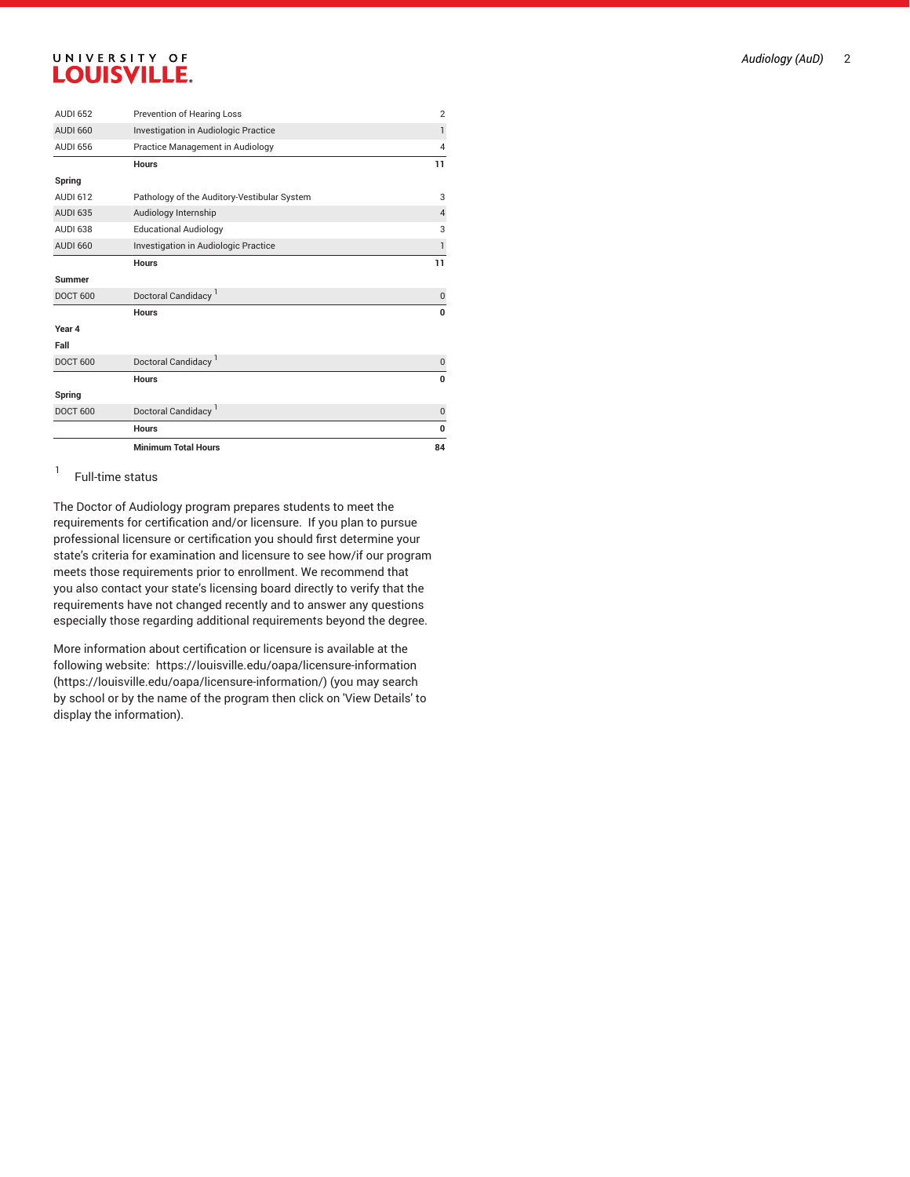| | | |
|---|---|---|
| AUDI 652 | Prevention of Hearing Loss | 2 |
| AUDI 660 | Investigation in Audiologic Practice | 1 |
| AUDI 656 | Practice Management in Audiology | 4 |
| | **Hours** | **11** |
| **Spring** | | |
| AUDI 612 | Pathology of the Auditory-Vestibular System | 3 |
| AUDI 635 | Audiology Internship | 4 |
| AUDI 638 | Educational Audiology | 3 |
| AUDI 660 | Investigation in Audiologic Practice | 1 |
| | **Hours** | **11** |
| **Summer** | | |
| DOCT 600 | Doctoral Candidacy [1] | 0 |
| | **Hours** | **0** |
| **Year 4** | | |
| **Fall** | | |
| DOCT 600 | Doctoral Candidacy [1] | 0 |
| | **Hours** | **0** |
| **Spring** | | |
| DOCT 600 | Doctoral Candidacy [1] | 0 |
| | **Hours** | **0** |
| | **Minimum Total Hours** | **84** |

[1] Full-time status

The Doctor of Audiology program prepares students to meet the requirements for certification and/or licensure. If you plan to pursue professional licensure or certification you should first determine your state's criteria for examination and licensure to see how/if our program meets those requirements prior to enrollment. We recommend that you also contact your state's licensing board directly to verify that the requirements have not changed recently and to answer any questions especially those regarding additional requirements beyond the degree.

More information about certification or licensure is available at the following website: https://louisville.edu/oapa/licensure-information (https://louisville.edu/oapa/licensure-information/) (you may search by school or by the name of the program then click on 'View Details' to display the information).